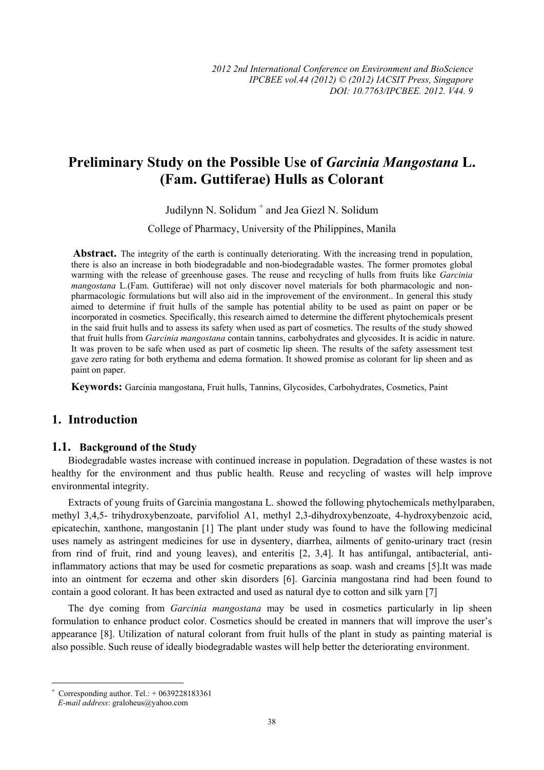# Preliminary Study on the Possible Use of *Garcinia Mangostana* L. (Fam. Guttiferae) Hulls as Colorant

Judilynn N. Solidum [+] and Jea Giezl N. Solidum

College of Pharmacy, University of the Philippines, Manila

**Abstract.** The integrity of the earth is continually deteriorating. With the increasing trend in population, there is also an increase in both biodegradable and non-biodegradable wastes. The former promotes global warming with the release of greenhouse gases. The reuse and recycling of hulls from fruits like *Garcinia mangostana* L.(Fam. Guttiferae) will not only discover novel materials for both pharmacologic and non-pharmacologic formulations but will also aid in the improvement of the environment.. In general this study aimed to determine if fruit hulls of the sample has potential ability to be used as paint on paper or be incorporated in cosmetics. Specifically, this research aimed to determine the different phytochemicals present in the said fruit hulls and to assess its safety when used as part of cosmetics. The results of the study showed that fruit hulls from *Garcinia mangostana* contain tannins, carbohydrates and glycosides. It is acidic in nature. It was proven to be safe when used as part of cosmetic lip sheen. The results of the safety assessment test gave zero rating for both erythema and edema formation. It showed promise as colorant for lip sheen and as paint on paper.

**Keywords:** Garcinia mangostana, Fruit hulls, Tannins, Glycosides, Carbohydrates, Cosmetics, Paint

## 1. Introduction

### 1.1. Background of the Study

Biodegradable wastes increase with continued increase in population. Degradation of these wastes is not healthy for the environment and thus public health. Reuse and recycling of wastes will help improve environmental integrity.

Extracts of young fruits of Garcinia mangostana L. showed the following phytochemicals methylparaben, methyl 3,4,5- trihydroxybenzoate, parvifoliol A1, methyl 2,3-dihydroxybenzoate, 4-hydroxybenzoic acid, epicatechin, xanthone, mangostanin [1] The plant under study was found to have the following medicinal uses namely as astringent medicines for use in dysentery, diarrhea, ailments of genito-urinary tract (resin from rind of fruit, rind and young leaves), and enteritis [2, 3,4]. It has antifungal, antibacterial, anti-inflammatory actions that may be used for cosmetic preparations as soap. wash and creams [5].It was made into an ointment for eczema and other skin disorders [6]. Garcinia mangostana rind had been found to contain a good colorant. It has been extracted and used as natural dye to cotton and silk yarn [7]

The dye coming from *Garcinia mangostana* may be used in cosmetics particularly in lip sheen formulation to enhance product color. Cosmetics should be created in manners that will improve the user's appearance [8]. Utilization of natural colorant from fruit hulls of the plant in study as painting material is also possible. Such reuse of ideally biodegradable wastes will help better the deteriorating environment.

---

[+] Corresponding author. Tel.: + 0639228183361
*E-mail address*: graloheus@yahoo.com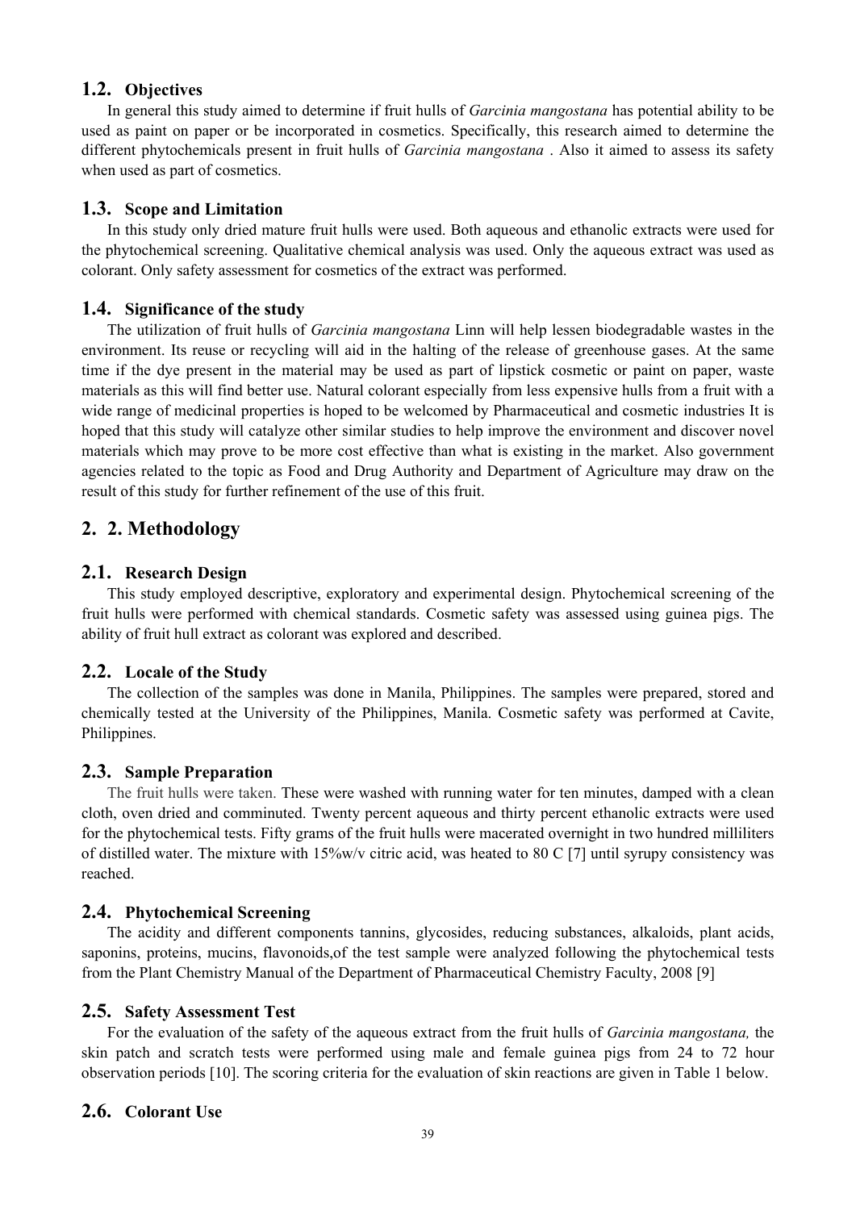## 1.2. Objectives

In general this study aimed to determine if fruit hulls of *Garcinia mangostana* has potential ability to be used as paint on paper or be incorporated in cosmetics. Specifically, this research aimed to determine the different phytochemicals present in fruit hulls of *Garcinia mangostana* . Also it aimed to assess its safety when used as part of cosmetics.

## 1.3. Scope and Limitation

In this study only dried mature fruit hulls were used. Both aqueous and ethanolic extracts were used for the phytochemical screening. Qualitative chemical analysis was used. Only the aqueous extract was used as colorant. Only safety assessment for cosmetics of the extract was performed.

## 1.4. Significance of the study

The utilization of fruit hulls of *Garcinia mangostana* Linn will help lessen biodegradable wastes in the environment. Its reuse or recycling will aid in the halting of the release of greenhouse gases. At the same time if the dye present in the material may be used as part of lipstick cosmetic or paint on paper, waste materials as this will find better use. Natural colorant especially from less expensive hulls from a fruit with a wide range of medicinal properties is hoped to be welcomed by Pharmaceutical and cosmetic industries It is hoped that this study will catalyze other similar studies to help improve the environment and discover novel materials which may prove to be more cost effective than what is existing in the market. Also government agencies related to the topic as Food and Drug Authority and Department of Agriculture may draw on the result of this study for further refinement of the use of this fruit.

# 2. 2. Methodology

## 2.1. Research Design

This study employed descriptive, exploratory and experimental design. Phytochemical screening of the fruit hulls were performed with chemical standards. Cosmetic safety was assessed using guinea pigs. The ability of fruit hull extract as colorant was explored and described.

## 2.2. Locale of the Study

The collection of the samples was done in Manila, Philippines. The samples were prepared, stored and chemically tested at the University of the Philippines, Manila. Cosmetic safety was performed at Cavite, Philippines.

## 2.3. Sample Preparation

The fruit hulls were taken. These were washed with running water for ten minutes, damped with a clean cloth, oven dried and comminuted. Twenty percent aqueous and thirty percent ethanolic extracts were used for the phytochemical tests. Fifty grams of the fruit hulls were macerated overnight in two hundred milliliters of distilled water. The mixture with 15%w/v citric acid, was heated to 80 C [7] until syrupy consistency was reached.

## 2.4. Phytochemical Screening

The acidity and different components tannins, glycosides, reducing substances, alkaloids, plant acids, saponins, proteins, mucins, flavonoids,of the test sample were analyzed following the phytochemical tests from the Plant Chemistry Manual of the Department of Pharmaceutical Chemistry Faculty, 2008 [9]

## 2.5. Safety Assessment Test

For the evaluation of the safety of the aqueous extract from the fruit hulls of *Garcinia mangostana,* the skin patch and scratch tests were performed using male and female guinea pigs from 24 to 72 hour observation periods [10]. The scoring criteria for the evaluation of skin reactions are given in Table 1 below.

## 2.6. Colorant Use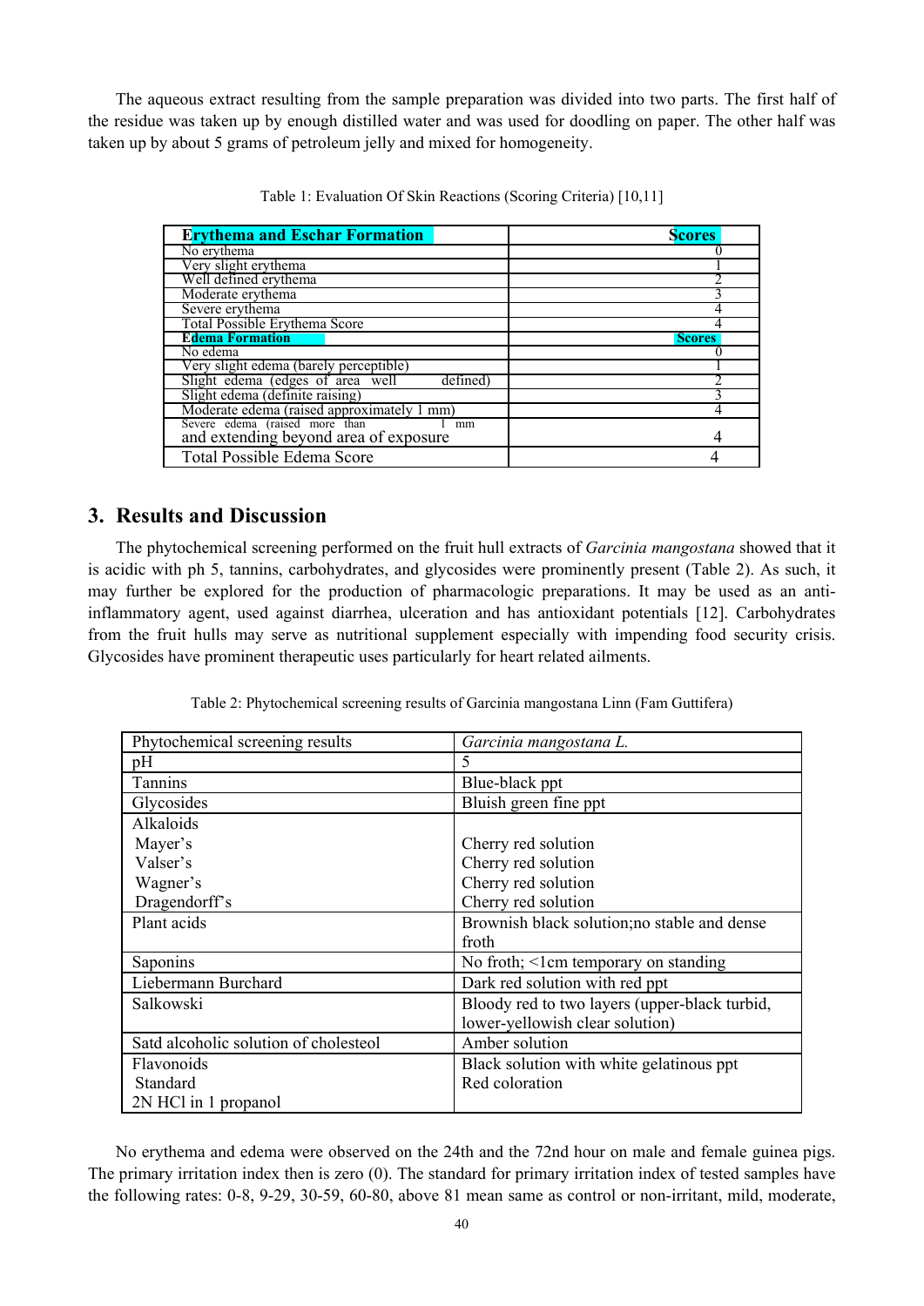The aqueous extract resulting from the sample preparation was divided into two parts. The first half of the residue was taken up by enough distilled water and was used for doodling on paper. The other half was taken up by about 5 grams of petroleum jelly and mixed for homogeneity.

Table 1: Evaluation Of Skin Reactions (Scoring Criteria) [10,11]

| **Erythema and Eschar Formation** | **Scores** |
|---|---|
| No erythema | 0 |
| Very slight erythema | 1 |
| Well defined erythema | 2 |
| Moderate erythema | 3 |
| Severe erythema | 4 |
| Total Possible Erythema Score | 4 |
| **Edema Formation** | **Scores** |
| No edema | 0 |
| Very slight edema (barely perceptible) | 1 |
| Slight edema (edges of area well defined) | 2 |
| Slight edema (definite raising) | 3 |
| Moderate edema (raised approximately 1 mm) | 4 |
| Severe edema (raised more than 1 mm and extending beyond area of exposure | 4 |
| Total Possible Edema Score | 4 |

## 3. Results and Discussion

The phytochemical screening performed on the fruit hull extracts of *Garcinia mangostana* showed that it is acidic with ph 5, tannins, carbohydrates, and glycosides were prominently present (Table 2). As such, it may further be explored for the production of pharmacologic preparations. It may be used as an anti-inflammatory agent, used against diarrhea, ulceration and has antioxidant potentials [12]. Carbohydrates from the fruit hulls may serve as nutritional supplement especially with impending food security crisis. Glycosides have prominent therapeutic uses particularly for heart related ailments.

Table 2: Phytochemical screening results of Garcinia mangostana Linn (Fam Guttifera)

| Phytochemical screening results | *Garcinia mangostana L.* |
|---|---|
| pH | 5 |
| Tannins | Blue-black ppt |
| Glycosides | Bluish green fine ppt |
| Alkaloids | |
| Mayer's | Cherry red solution |
| Valser's | Cherry red solution |
| Wagner's | Cherry red solution |
| Dragendorff's | Cherry red solution |
| Plant acids | Brownish black solution;no stable and dense froth |
| Saponins | No froth; <1cm temporary on standing |
| Liebermann Burchard | Dark red solution with red ppt |
| Salkowski | Bloody red to two layers (upper-black turbid, lower-yellowish clear solution) |
| Satd alcoholic solution of cholesteol | Amber solution |
| Flavonoids | Black solution with white gelatinous ppt |
| Standard | Red coloration |
| 2N HCl in 1 propanol | |

No erythema and edema were observed on the 24th and the 72nd hour on male and female guinea pigs. The primary irritation index then is zero (0). The standard for primary irritation index of tested samples have the following rates: 0-8, 9-29, 30-59, 60-80, above 81 mean same as control or non-irritant, mild, moderate,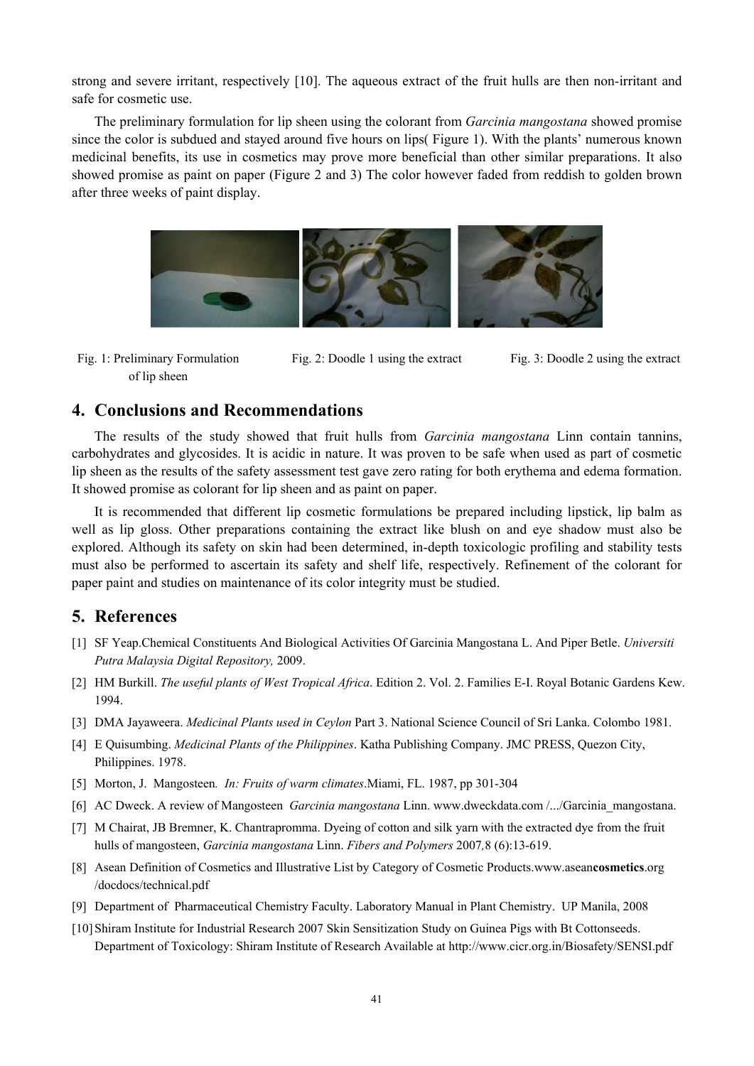strong and severe irritant, respectively [10]. The aqueous extract of the fruit hulls are then non-irritant and safe for cosmetic use.

The preliminary formulation for lip sheen using the colorant from *Garcinia mangostana* showed promise since the color is subdued and stayed around five hours on lips( Figure 1). With the plants' numerous known medicinal benefits, its use in cosmetics may prove more beneficial than other similar preparations. It also showed promise as paint on paper (Figure 2 and 3) The color however faded from reddish to golden brown after three weeks of paint display.

Fig. 1: Preliminary Formulation of lip sheen

Fig. 2: Doodle 1 using the extract

Fig. 3: Doodle 2 using the extract

## 4. Conclusions and Recommendations

The results of the study showed that fruit hulls from *Garcinia mangostana* Linn contain tannins, carbohydrates and glycosides. It is acidic in nature. It was proven to be safe when used as part of cosmetic lip sheen as the results of the safety assessment test gave zero rating for both erythema and edema formation. It showed promise as colorant for lip sheen and as paint on paper.

It is recommended that different lip cosmetic formulations be prepared including lipstick, lip balm as well as lip gloss. Other preparations containing the extract like blush on and eye shadow must also be explored. Although its safety on skin had been determined, in-depth toxicologic profiling and stability tests must also be performed to ascertain its safety and shelf life, respectively. Refinement of the colorant for paper paint and studies on maintenance of its color integrity must be studied.

## 5. References

[1] SF Yeap.Chemical Constituents And Biological Activities Of Garcinia Mangostana L. And Piper Betle. *Universiti Putra Malaysia Digital Repository,* 2009.

[2] HM Burkill. *The useful plants of West Tropical Africa*. Edition 2. Vol. 2. Families E-I. Royal Botanic Gardens Kew. 1994.

[3] DMA Jayaweera. *Medicinal Plants used in Ceylon* Part 3. National Science Council of Sri Lanka. Colombo 1981.

[4] E Quisumbing. *Medicinal Plants of the Philippines*. Katha Publishing Company. JMC PRESS, Quezon City, Philippines. 1978.

[5] Morton, J. Mangosteen*. In: Fruits of warm climates*.Miami, FL. 1987, pp 301-304

[6] AC Dweck. A review of Mangosteen *Garcinia mangostana* Linn. www.dweckdata.com /.../Garcinia_mangostana.

[7] M Chairat, JB Bremner, K. Chantrapromma. Dyeing of cotton and silk yarn with the extracted dye from the fruit hulls of mangosteen, *Garcinia mangostana* Linn. *Fibers and Polymers* 2007*,*8 (6):13-619.

[8] Asean Definition of Cosmetics and Illustrative List by Category of Cosmetic Products.www.asean**cosmetics**.org /docdocs/technical.pdf

[9] Department of Pharmaceutical Chemistry Faculty. Laboratory Manual in Plant Chemistry. UP Manila, 2008

[10] Shiram Institute for Industrial Research 2007 Skin Sensitization Study on Guinea Pigs with Bt Cottonseeds. Department of Toxicology: Shiram Institute of Research Available at http://www.cicr.org.in/Biosafety/SENSI.pdf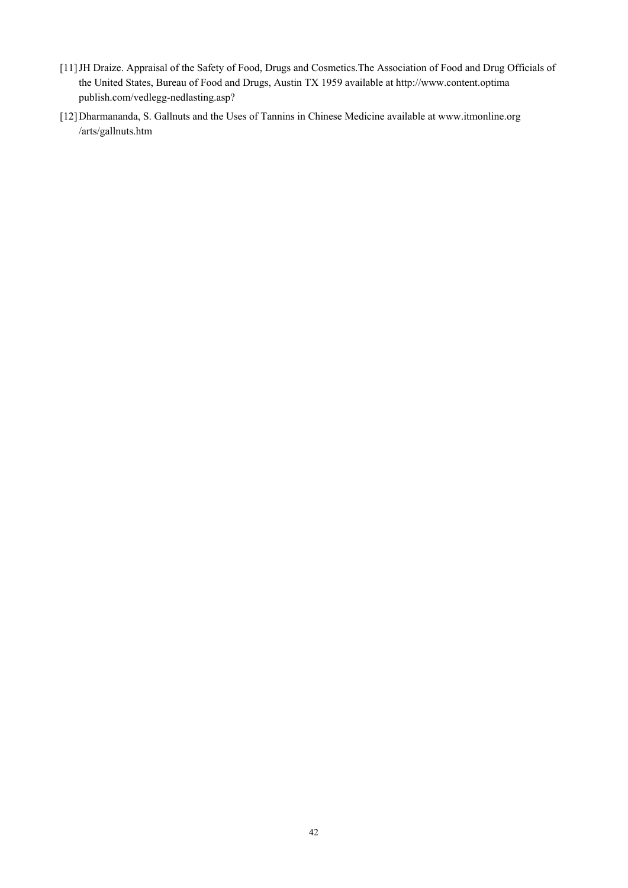[11] JH Draize. Appraisal of the Safety of Food, Drugs and Cosmetics.The Association of Food and Drug Officials of the United States, Bureau of Food and Drugs, Austin TX 1959 available at http://www.content.optima publish.com/vedlegg-nedlasting.asp?

[12] Dharmananda, S. Gallnuts and the Uses of Tannins in Chinese Medicine available at www.itmonline.org /arts/gallnuts.htm